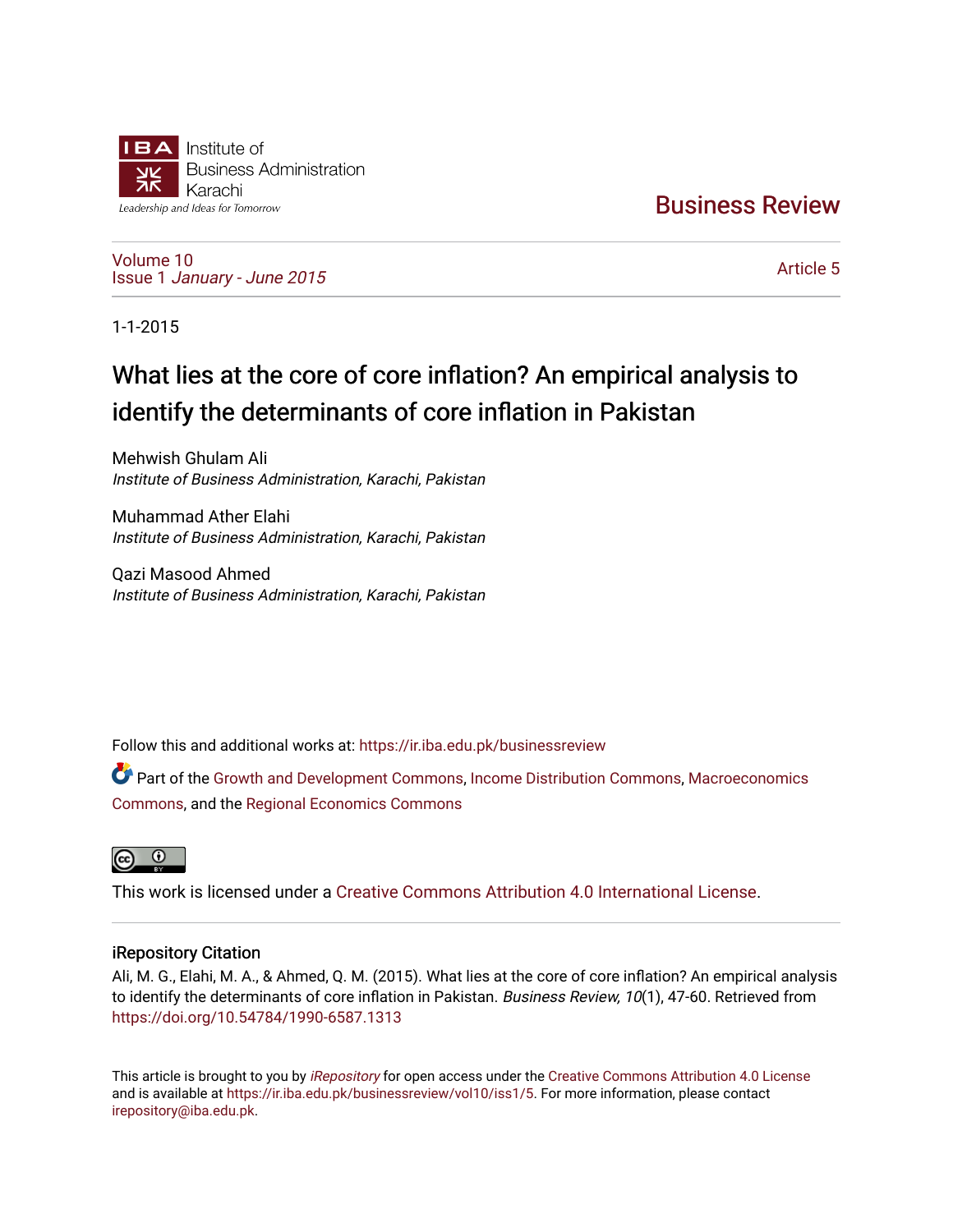IBA Institute of Business Administration Karachi

*Leadership and Ideas for Tomorrow*

Business Review

Volume 10
Issue 1 *January - June 2015*

Article 5

1-1-2015

# What lies at the core of core inflation? An empirical analysis to identify the determinants of core inflation in Pakistan

Mehwish Ghulam Ali
*Institute of Business Administration, Karachi, Pakistan*

Muhammad Ather Elahi
*Institute of Business Administration, Karachi, Pakistan*

Qazi Masood Ahmed
*Institute of Business Administration, Karachi, Pakistan*

Follow this and additional works at: https://ir.iba.edu.pk/businessreview

Part of the Growth and Development Commons, Income Distribution Commons, Macroeconomics Commons, and the Regional Economics Commons

This work is licensed under a Creative Commons Attribution 4.0 International License.

### iRepository Citation

Ali, M. G., Elahi, M. A., & Ahmed, Q. M. (2015). What lies at the core of core inflation? An empirical analysis to identify the determinants of core inflation in Pakistan. *Business Review, 10*(1), 47-60. Retrieved from https://doi.org/10.54784/1990-6587.1313

This article is brought to you by *iRepository* for open access under the Creative Commons Attribution 4.0 License and is available at https://ir.iba.edu.pk/businessreview/vol10/iss1/5. For more information, please contact irepository@iba.edu.pk.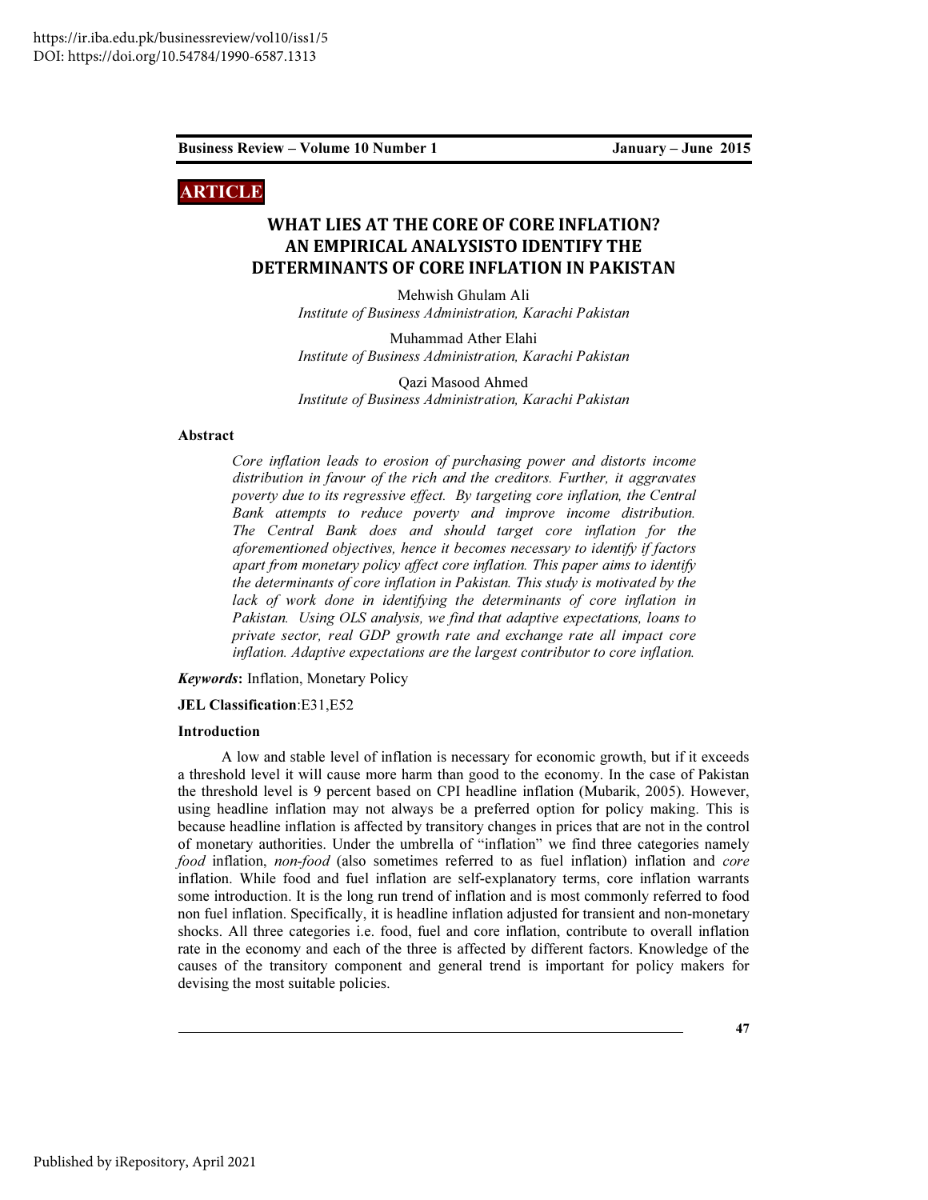# WHAT LIES AT THE CORE OF CORE INFLATION? AN EMPIRICAL ANALYSISTO IDENTIFY THE DETERMINANTS OF CORE INFLATION IN PAKISTAN

Mehwish Ghulam Ali
*Institute of Business Administration, Karachi Pakistan*

Muhammad Ather Elahi
*Institute of Business Administration, Karachi Pakistan*

Qazi Masood Ahmed
*Institute of Business Administration, Karachi Pakistan*

## Abstract

*Core inflation leads to erosion of purchasing power and distorts income distribution in favour of the rich and the creditors. Further, it aggravates poverty due to its regressive effect. By targeting core inflation, the Central Bank attempts to reduce poverty and improve income distribution. The Central Bank does and should target core inflation for the aforementioned objectives, hence it becomes necessary to identify if factors apart from monetary policy affect core inflation. This paper aims to identify the determinants of core inflation in Pakistan. This study is motivated by the lack of work done in identifying the determinants of core inflation in Pakistan. Using OLS analysis, we find that adaptive expectations, loans to private sector, real GDP growth rate and exchange rate all impact core inflation. Adaptive expectations are the largest contributor to core inflation.*

***Keywords*:** Inflation, Monetary Policy

**JEL Classification**:E31,E52

## Introduction

A low and stable level of inflation is necessary for economic growth, but if it exceeds a threshold level it will cause more harm than good to the economy. In the case of Pakistan the threshold level is 9 percent based on CPI headline inflation (Mubarik, 2005). However, using headline inflation may not always be a preferred option for policy making. This is because headline inflation is affected by transitory changes in prices that are not in the control of monetary authorities. Under the umbrella of "inflation" we find three categories namely *food* inflation, *non-food* (also sometimes referred to as fuel inflation) inflation and *core* inflation. While food and fuel inflation are self-explanatory terms, core inflation warrants some introduction. It is the long run trend of inflation and is most commonly referred to food non fuel inflation. Specifically, it is headline inflation adjusted for transient and non-monetary shocks. All three categories i.e. food, fuel and core inflation, contribute to overall inflation rate in the economy and each of the three is affected by different factors. Knowledge of the causes of the transitory component and general trend is important for policy makers for devising the most suitable policies.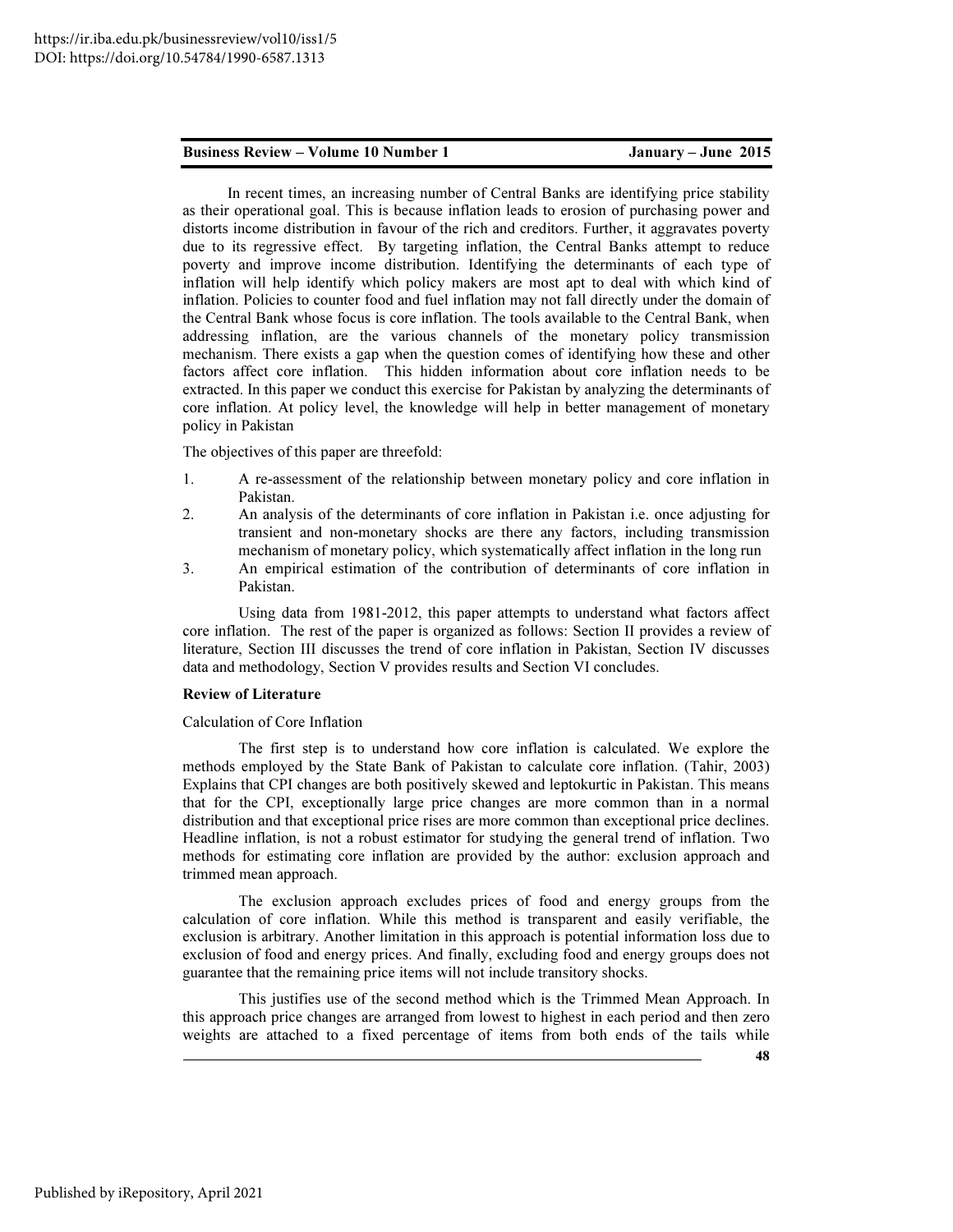In recent times, an increasing number of Central Banks are identifying price stability as their operational goal. This is because inflation leads to erosion of purchasing power and distorts income distribution in favour of the rich and creditors. Further, it aggravates poverty due to its regressive effect. By targeting inflation, the Central Banks attempt to reduce poverty and improve income distribution. Identifying the determinants of each type of inflation will help identify which policy makers are most apt to deal with which kind of inflation. Policies to counter food and fuel inflation may not fall directly under the domain of the Central Bank whose focus is core inflation. The tools available to the Central Bank, when addressing inflation, are the various channels of the monetary policy transmission mechanism. There exists a gap when the question comes of identifying how these and other factors affect core inflation. This hidden information about core inflation needs to be extracted. In this paper we conduct this exercise for Pakistan by analyzing the determinants of core inflation. At policy level, the knowledge will help in better management of monetary policy in Pakistan

The objectives of this paper are threefold:

1. A re-assessment of the relationship between monetary policy and core inflation in Pakistan.
2. An analysis of the determinants of core inflation in Pakistan i.e. once adjusting for transient and non-monetary shocks are there any factors, including transmission mechanism of monetary policy, which systematically affect inflation in the long run
3. An empirical estimation of the contribution of determinants of core inflation in Pakistan.

Using data from 1981-2012, this paper attempts to understand what factors affect core inflation. The rest of the paper is organized as follows: Section II provides a review of literature, Section III discusses the trend of core inflation in Pakistan, Section IV discusses data and methodology, Section V provides results and Section VI concludes.

## Review of Literature

### Calculation of Core Inflation

The first step is to understand how core inflation is calculated. We explore the methods employed by the State Bank of Pakistan to calculate core inflation. (Tahir, 2003) Explains that CPI changes are both positively skewed and leptokurtic in Pakistan. This means that for the CPI, exceptionally large price changes are more common than in a normal distribution and that exceptional price rises are more common than exceptional price declines. Headline inflation, is not a robust estimator for studying the general trend of inflation. Two methods for estimating core inflation are provided by the author: exclusion approach and trimmed mean approach.

The exclusion approach excludes prices of food and energy groups from the calculation of core inflation. While this method is transparent and easily verifiable, the exclusion is arbitrary. Another limitation in this approach is potential information loss due to exclusion of food and energy prices. And finally, excluding food and energy groups does not guarantee that the remaining price items will not include transitory shocks.

This justifies use of the second method which is the Trimmed Mean Approach. In this approach price changes are arranged from lowest to highest in each period and then zero weights are attached to a fixed percentage of items from both ends of the tails while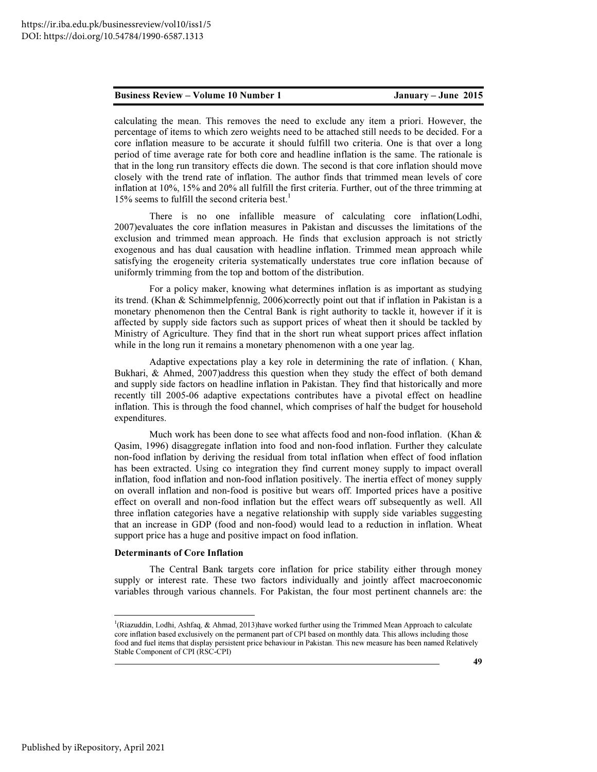calculating the mean. This removes the need to exclude any item a priori. However, the percentage of items to which zero weights need to be attached still needs to be decided. For a core inflation measure to be accurate it should fulfill two criteria. One is that over a long period of time average rate for both core and headline inflation is the same. The rationale is that in the long run transitory effects die down. The second is that core inflation should move closely with the trend rate of inflation. The author finds that trimmed mean levels of core inflation at 10%, 15% and 20% all fulfill the first criteria. Further, out of the three trimming at 15% seems to fulfill the second criteria best.[1]

There is no one infallible measure of calculating core inflation(Lodhi, 2007)evaluates the core inflation measures in Pakistan and discusses the limitations of the exclusion and trimmed mean approach. He finds that exclusion approach is not strictly exogenous and has dual causation with headline inflation. Trimmed mean approach while satisfying the erogeneity criteria systematically understates true core inflation because of uniformly trimming from the top and bottom of the distribution.

For a policy maker, knowing what determines inflation is as important as studying its trend. (Khan & Schimmelpfennig, 2006)correctly point out that if inflation in Pakistan is a monetary phenomenon then the Central Bank is right authority to tackle it, however if it is affected by supply side factors such as support prices of wheat then it should be tackled by Ministry of Agriculture. They find that in the short run wheat support prices affect inflation while in the long run it remains a monetary phenomenon with a one year lag.

Adaptive expectations play a key role in determining the rate of inflation. ( Khan, Bukhari, & Ahmed, 2007)address this question when they study the effect of both demand and supply side factors on headline inflation in Pakistan. They find that historically and more recently till 2005-06 adaptive expectations contributes have a pivotal effect on headline inflation. This is through the food channel, which comprises of half the budget for household expenditures.

Much work has been done to see what affects food and non-food inflation. (Khan & Qasim, 1996) disaggregate inflation into food and non-food inflation. Further they calculate non-food inflation by deriving the residual from total inflation when effect of food inflation has been extracted. Using co integration they find current money supply to impact overall inflation, food inflation and non-food inflation positively. The inertia effect of money supply on overall inflation and non-food is positive but wears off. Imported prices have a positive effect on overall and non-food inflation but the effect wears off subsequently as well. All three inflation categories have a negative relationship with supply side variables suggesting that an increase in GDP (food and non-food) would lead to a reduction in inflation. Wheat support price has a huge and positive impact on food inflation.

**Determinants of Core Inflation**

The Central Bank targets core inflation for price stability either through money supply or interest rate. These two factors individually and jointly affect macroeconomic variables through various channels. For Pakistan, the four most pertinent channels are: the

---

[1] (Riazuddin, Lodhi, Ashfaq, & Ahmad, 2013)have worked further using the Trimmed Mean Approach to calculate core inflation based exclusively on the permanent part of CPI based on monthly data. This allows including those food and fuel items that display persistent price behaviour in Pakistan. This new measure has been named Relatively Stable Component of CPI (RSC-CPI)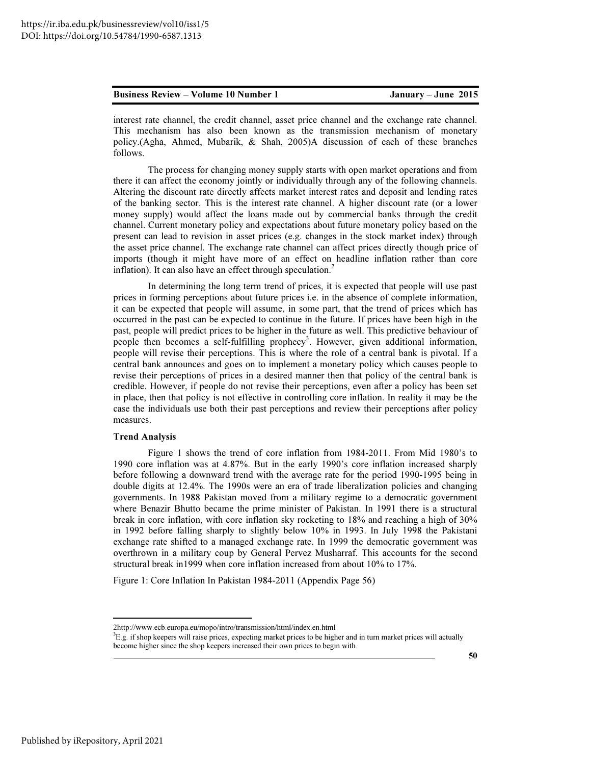interest rate channel, the credit channel, asset price channel and the exchange rate channel. This mechanism has also been known as the transmission mechanism of monetary policy.(Agha, Ahmed, Mubarik, & Shah, 2005)A discussion of each of these branches follows.

The process for changing money supply starts with open market operations and from there it can affect the economy jointly or individually through any of the following channels. Altering the discount rate directly affects market interest rates and deposit and lending rates of the banking sector. This is the interest rate channel. A higher discount rate (or a lower money supply) would affect the loans made out by commercial banks through the credit channel. Current monetary policy and expectations about future monetary policy based on the present can lead to revision in asset prices (e.g. changes in the stock market index) through the asset price channel. The exchange rate channel can affect prices directly though price of imports (though it might have more of an effect on headline inflation rather than core inflation). It can also have an effect through speculation.[2]

In determining the long term trend of prices, it is expected that people will use past prices in forming perceptions about future prices i.e. in the absence of complete information, it can be expected that people will assume, in some part, that the trend of prices which has occurred in the past can be expected to continue in the future. If prices have been high in the past, people will predict prices to be higher in the future as well. This predictive behaviour of people then becomes a self-fulfilling prophecy[3]. However, given additional information, people will revise their perceptions. This is where the role of a central bank is pivotal. If a central bank announces and goes on to implement a monetary policy which causes people to revise their perceptions of prices in a desired manner then that policy of the central bank is credible. However, if people do not revise their perceptions, even after a policy has been set in place, then that policy is not effective in controlling core inflation. In reality it may be the case the individuals use both their past perceptions and review their perceptions after policy measures.

**Trend Analysis**

Figure 1 shows the trend of core inflation from 1984-2011. From Mid 1980's to 1990 core inflation was at 4.87%. But in the early 1990's core inflation increased sharply before following a downward trend with the average rate for the period 1990-1995 being in double digits at 12.4%. The 1990s were an era of trade liberalization policies and changing governments. In 1988 Pakistan moved from a military regime to a democratic government where Benazir Bhutto became the prime minister of Pakistan. In 1991 there is a structural break in core inflation, with core inflation sky rocketing to 18% and reaching a high of 30% in 1992 before falling sharply to slightly below 10% in 1993. In July 1998 the Pakistani exchange rate shifted to a managed exchange rate. In 1999 the democratic government was overthrown in a military coup by General Pervez Musharraf. This accounts for the second structural break in1999 when core inflation increased from about 10% to 17%.

Figure 1: Core Inflation In Pakistan 1984-2011 (Appendix Page 56)

---

2http://www.ecb.europa.eu/mopo/intro/transmission/html/index.en.html

[3]E.g. if shop keepers will raise prices, expecting market prices to be higher and in turn market prices will actually become higher since the shop keepers increased their own prices to begin with.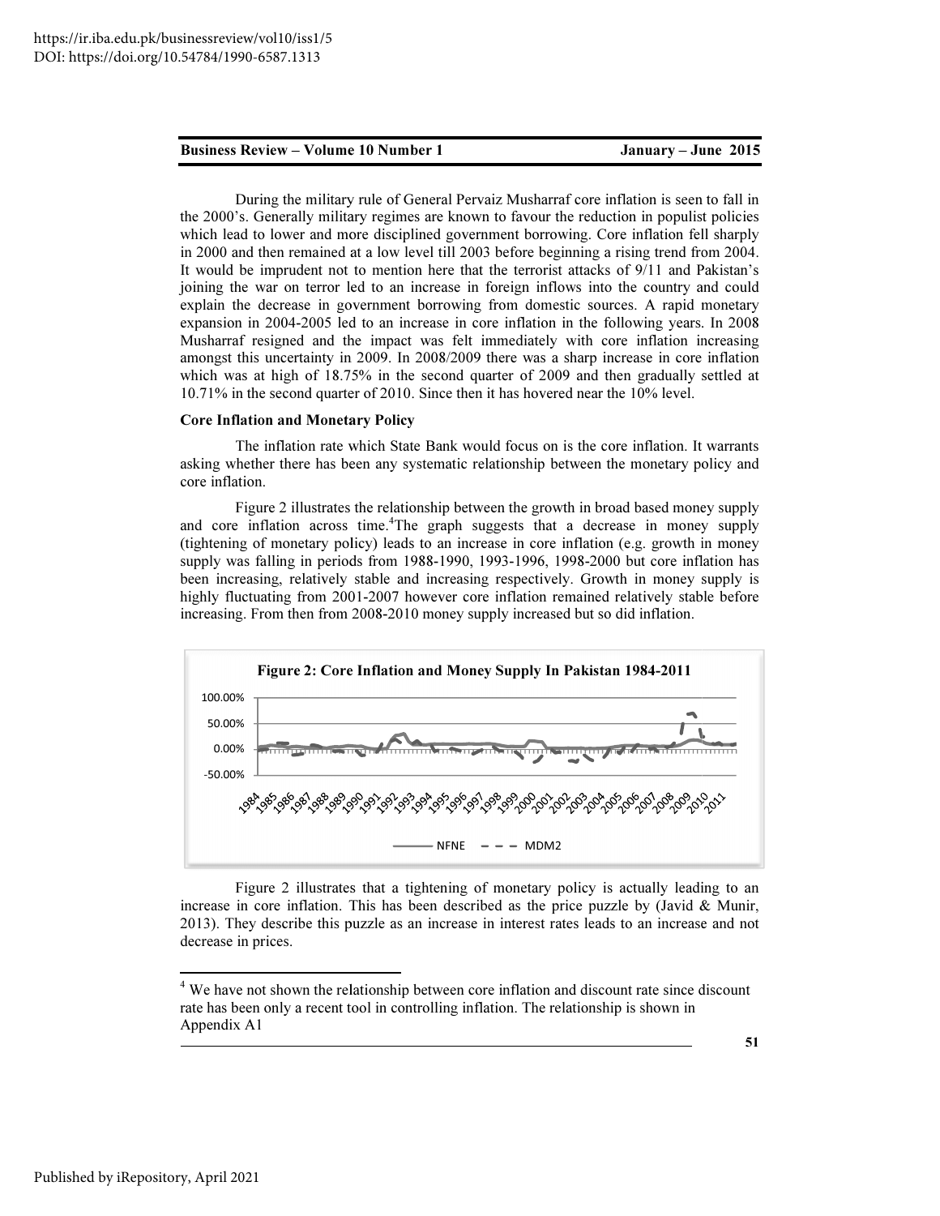During the military rule of General Pervaiz Musharraf core inflation is seen to fall in the 2000's. Generally military regimes are known to favour the reduction in populist policies which lead to lower and more disciplined government borrowing. Core inflation fell sharply in 2000 and then remained at a low level till 2003 before beginning a rising trend from 2004. It would be imprudent not to mention here that the terrorist attacks of 9/11 and Pakistan's joining the war on terror led to an increase in foreign inflows into the country and could explain the decrease in government borrowing from domestic sources. A rapid monetary expansion in 2004-2005 led to an increase in core inflation in the following years. In 2008 Musharraf resigned and the impact was felt immediately with core inflation increasing amongst this uncertainty in 2009. In 2008/2009 there was a sharp increase in core inflation which was at high of 18.75% in the second quarter of 2009 and then gradually settled at 10.71% in the second quarter of 2010. Since then it has hovered near the 10% level.

**Core Inflation and Monetary Policy**

The inflation rate which State Bank would focus on is the core inflation. It warrants asking whether there has been any systematic relationship between the monetary policy and core inflation.

Figure 2 illustrates the relationship between the growth in broad based money supply and core inflation across time.[4]The graph suggests that a decrease in money supply (tightening of monetary policy) leads to an increase in core inflation (e.g. growth in money supply was falling in periods from 1988-1990, 1993-1996, 1998-2000 but core inflation has been increasing, relatively stable and increasing respectively. Growth in money supply is highly fluctuating from 2001-2007 however core inflation remained relatively stable before increasing. From then from 2008-2010 money supply increased but so did inflation.

**Figure 2: Core Inflation and Money Supply In Pakistan 1984-2011**

Figure 2 illustrates that a tightening of monetary policy is actually leading to an increase in core inflation. This has been described as the price puzzle by (Javid & Munir, 2013). They describe this puzzle as an increase in interest rates leads to an increase and not decrease in prices.

[4] We have not shown the relationship between core inflation and discount rate since discount rate has been only a recent tool in controlling inflation. The relationship is shown in Appendix A1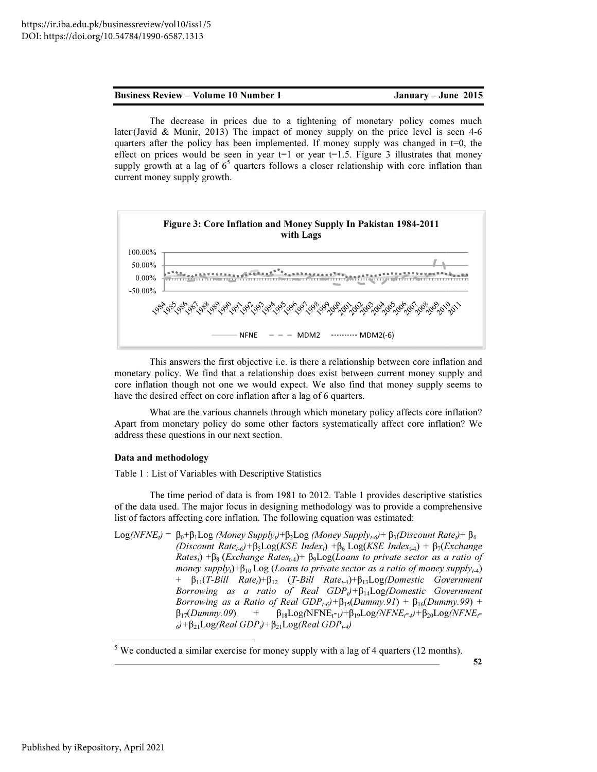The decrease in prices due to a tightening of monetary policy comes much later (Javid & Munir, 2013) The impact of money supply on the price level is seen 4-6 quarters after the policy has been implemented. If money supply was changed in t=0, the effect on prices would be seen in year t=1 or year t=1.5. Figure 3 illustrates that money supply growth at a lag of 6[5] quarters follows a closer relationship with core inflation than current money supply growth.

**Figure 3: Core Inflation and Money Supply In Pakistan 1984-2011 with Lags**

This answers the first objective i.e. is there a relationship between core inflation and monetary policy. We find that a relationship does exist between current money supply and core inflation though not one we would expect. We also find that money supply seems to have the desired effect on core inflation after a lag of 6 quarters.

What are the various channels through which monetary policy affects core inflation? Apart from monetary policy do some other factors systematically affect core inflation? We address these questions in our next section.

## Data and methodology

Table 1 : List of Variables with Descriptive Statistics

The time period of data is from 1981 to 2012. Table 1 provides descriptive statistics of the data used. The major focus in designing methodology was to provide a comprehensive list of factors affecting core inflation. The following equation was estimated:

$$\begin{aligned}
\text{Log}(NFNE_t) = {} & \beta_0+\beta_1\text{Log}\,(\textit{Money Supply}_t)+\beta_2\text{Log}\,(\textit{Money Supply}_{t\text{-}6})+\beta_3(\textit{Discount Rate}_t)+\beta_4(\textit{Discount Rate}_{t\text{-}6}) \\
& +\beta_5\text{Log}(\textit{KSE Index}_t)+\beta_6\,\text{Log}(\textit{KSE Index}_{t\text{-}4})+\beta_7(\textit{Exchange Rates}_t)+\beta_8\,(\textit{Exchange Rates}_{t\text{-}4}) \\
& +\beta_9\text{Log}(\textit{Loans to private sector as a ratio of money supply}_t)+\beta_{10}\,\text{Log}\,(\textit{Loans to private sector as a ratio of money supply}_{t\text{-}4}) \\
& +\beta_{11}(\textit{T-Bill Rate}_t)+\beta_{12}\,(\textit{T-Bill Rate}_{t\text{-}4})+\beta_{13}\text{Log}(\textit{Domestic Government Borrowing as a ratio of Real GDP}_t) \\
& +\beta_{14}\text{Log}(\textit{Domestic Government Borrowing as a Ratio of Real GDP}_{t\text{-}6})+\beta_{15}(\textit{Dummy.91})+\beta_{16}(\textit{Dummy.99}) \\
& +\beta_{17}(\textit{Dummy.09})+\beta_{18}\text{Log}(NFNE_{t\text{-}1})+\beta_{19}\text{Log}(NFNE_{t\text{-}4})+\beta_{20}\text{Log}(NFNE_{t\text{-}6}) \\
& +\beta_{21}\text{Log}(\textit{Real GDP}_t)+\beta_{21}\text{Log}(\textit{Real GDP}_{t\text{-}4})
\end{aligned}$$

---

[5] We conducted a similar exercise for money supply with a lag of 4 quarters (12 months).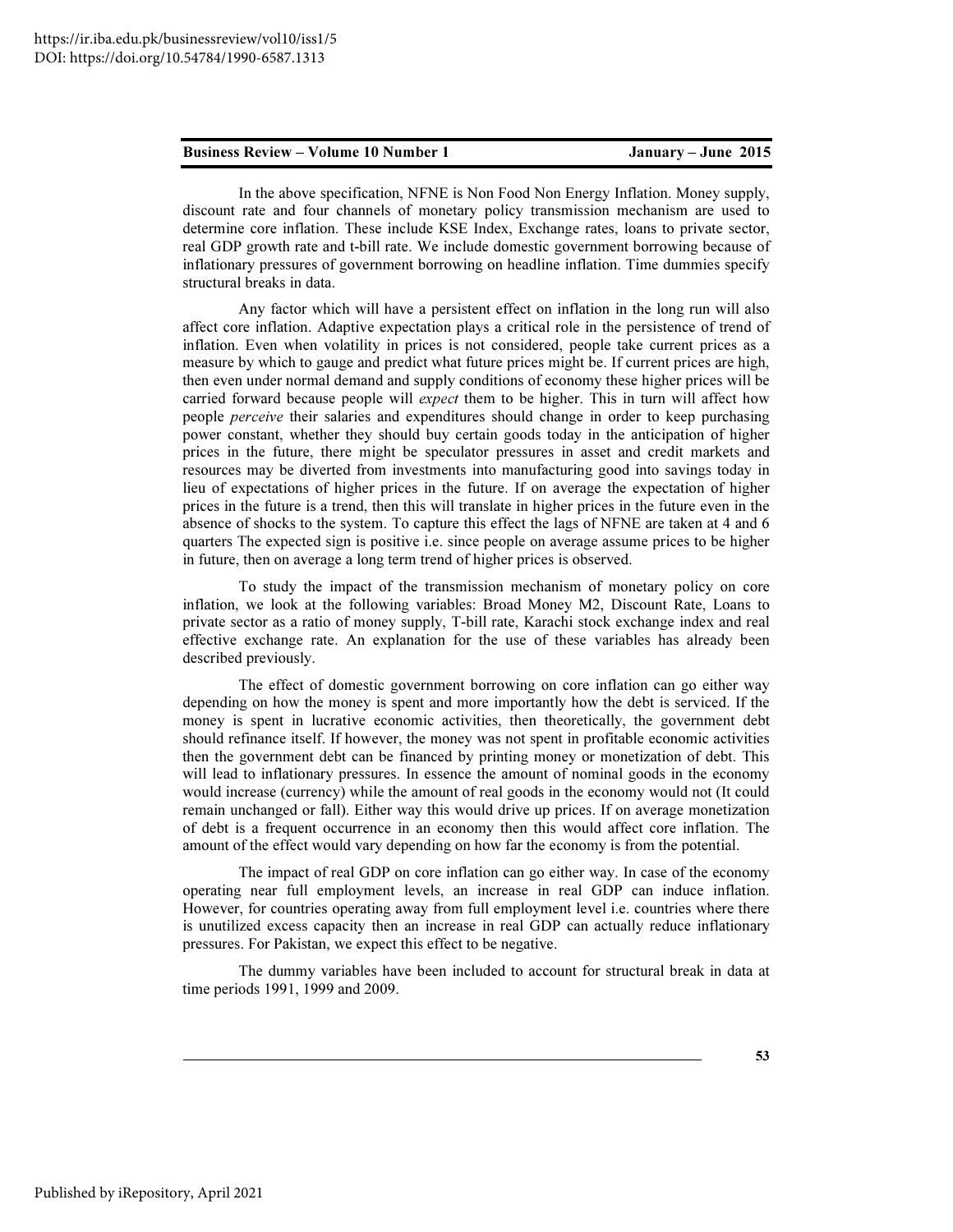In the above specification, NFNE is Non Food Non Energy Inflation. Money supply, discount rate and four channels of monetary policy transmission mechanism are used to determine core inflation. These include KSE Index, Exchange rates, loans to private sector, real GDP growth rate and t-bill rate. We include domestic government borrowing because of inflationary pressures of government borrowing on headline inflation. Time dummies specify structural breaks in data.

Any factor which will have a persistent effect on inflation in the long run will also affect core inflation. Adaptive expectation plays a critical role in the persistence of trend of inflation. Even when volatility in prices is not considered, people take current prices as a measure by which to gauge and predict what future prices might be. If current prices are high, then even under normal demand and supply conditions of economy these higher prices will be carried forward because people will *expect* them to be higher. This in turn will affect how people *perceive* their salaries and expenditures should change in order to keep purchasing power constant, whether they should buy certain goods today in the anticipation of higher prices in the future, there might be speculator pressures in asset and credit markets and resources may be diverted from investments into manufacturing good into savings today in lieu of expectations of higher prices in the future. If on average the expectation of higher prices in the future is a trend, then this will translate in higher prices in the future even in the absence of shocks to the system. To capture this effect the lags of NFNE are taken at 4 and 6 quarters The expected sign is positive i.e. since people on average assume prices to be higher in future, then on average a long term trend of higher prices is observed.

To study the impact of the transmission mechanism of monetary policy on core inflation, we look at the following variables: Broad Money M2, Discount Rate, Loans to private sector as a ratio of money supply, T-bill rate, Karachi stock exchange index and real effective exchange rate. An explanation for the use of these variables has already been described previously.

The effect of domestic government borrowing on core inflation can go either way depending on how the money is spent and more importantly how the debt is serviced. If the money is spent in lucrative economic activities, then theoretically, the government debt should refinance itself. If however, the money was not spent in profitable economic activities then the government debt can be financed by printing money or monetization of debt. This will lead to inflationary pressures. In essence the amount of nominal goods in the economy would increase (currency) while the amount of real goods in the economy would not (It could remain unchanged or fall). Either way this would drive up prices. If on average monetization of debt is a frequent occurrence in an economy then this would affect core inflation. The amount of the effect would vary depending on how far the economy is from the potential.

The impact of real GDP on core inflation can go either way. In case of the economy operating near full employment levels, an increase in real GDP can induce inflation. However, for countries operating away from full employment level i.e. countries where there is unutilized excess capacity then an increase in real GDP can actually reduce inflationary pressures. For Pakistan, we expect this effect to be negative.

The dummy variables have been included to account for structural break in data at time periods 1991, 1999 and 2009.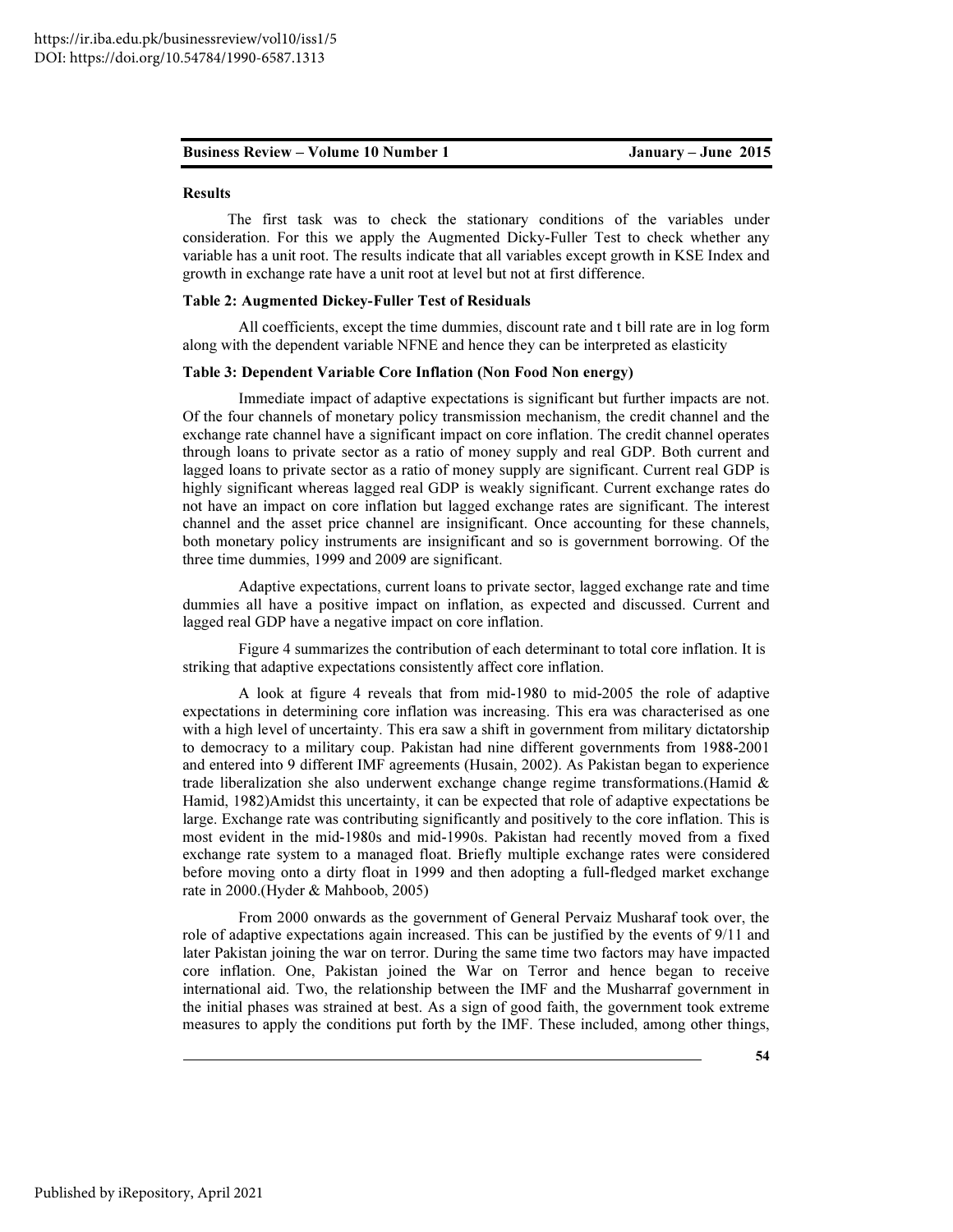### Results

The first task was to check the stationary conditions of the variables under consideration. For this we apply the Augmented Dicky-Fuller Test to check whether any variable has a unit root. The results indicate that all variables except growth in KSE Index and growth in exchange rate have a unit root at level but not at first difference.

**Table 2: Augmented Dickey-Fuller Test of Residuals**

All coefficients, except the time dummies, discount rate and t bill rate are in log form along with the dependent variable NFNE and hence they can be interpreted as elasticity

**Table 3: Dependent Variable Core Inflation (Non Food Non energy)**

Immediate impact of adaptive expectations is significant but further impacts are not. Of the four channels of monetary policy transmission mechanism, the credit channel and the exchange rate channel have a significant impact on core inflation. The credit channel operates through loans to private sector as a ratio of money supply and real GDP. Both current and lagged loans to private sector as a ratio of money supply are significant. Current real GDP is highly significant whereas lagged real GDP is weakly significant. Current exchange rates do not have an impact on core inflation but lagged exchange rates are significant. The interest channel and the asset price channel are insignificant. Once accounting for these channels, both monetary policy instruments are insignificant and so is government borrowing. Of the three time dummies, 1999 and 2009 are significant.

Adaptive expectations, current loans to private sector, lagged exchange rate and time dummies all have a positive impact on inflation, as expected and discussed. Current and lagged real GDP have a negative impact on core inflation.

Figure 4 summarizes the contribution of each determinant to total core inflation. It is striking that adaptive expectations consistently affect core inflation.

A look at figure 4 reveals that from mid-1980 to mid-2005 the role of adaptive expectations in determining core inflation was increasing. This era was characterised as one with a high level of uncertainty. This era saw a shift in government from military dictatorship to democracy to a military coup. Pakistan had nine different governments from 1988-2001 and entered into 9 different IMF agreements (Husain, 2002). As Pakistan began to experience trade liberalization she also underwent exchange change regime transformations.(Hamid & Hamid, 1982)Amidst this uncertainty, it can be expected that role of adaptive expectations be large. Exchange rate was contributing significantly and positively to the core inflation. This is most evident in the mid-1980s and mid-1990s. Pakistan had recently moved from a fixed exchange rate system to a managed float. Briefly multiple exchange rates were considered before moving onto a dirty float in 1999 and then adopting a full-fledged market exchange rate in 2000.(Hyder & Mahboob, 2005)

From 2000 onwards as the government of General Pervaiz Musharaf took over, the role of adaptive expectations again increased. This can be justified by the events of 9/11 and later Pakistan joining the war on terror. During the same time two factors may have impacted core inflation. One, Pakistan joined the War on Terror and hence began to receive international aid. Two, the relationship between the IMF and the Musharraf government in the initial phases was strained at best. As a sign of good faith, the government took extreme measures to apply the conditions put forth by the IMF. These included, among other things,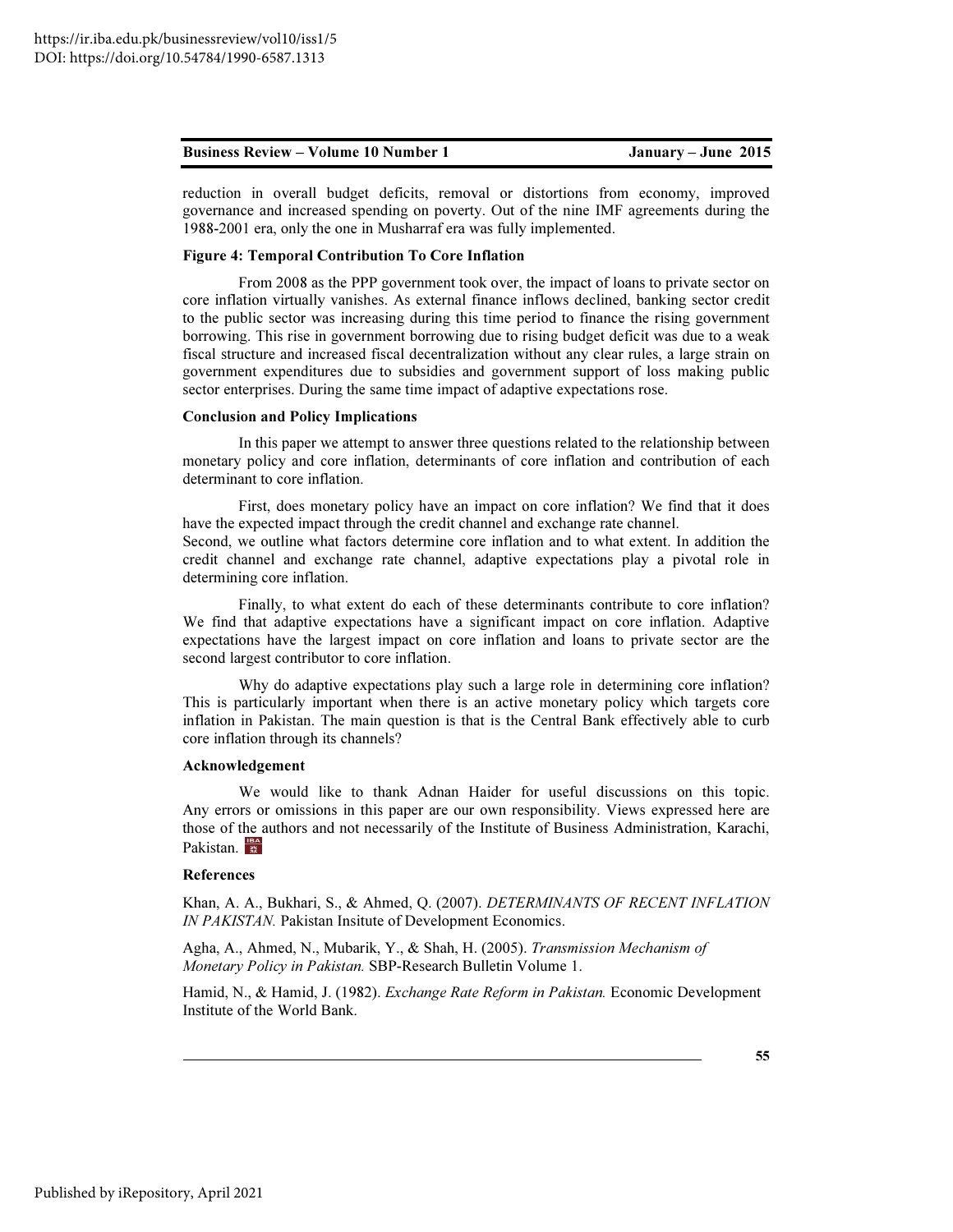reduction in overall budget deficits, removal or distortions from economy, improved governance and increased spending on poverty. Out of the nine IMF agreements during the 1988-2001 era, only the one in Musharraf era was fully implemented.

**Figure 4: Temporal Contribution To Core Inflation**

From 2008 as the PPP government took over, the impact of loans to private sector on core inflation virtually vanishes. As external finance inflows declined, banking sector credit to the public sector was increasing during this time period to finance the rising government borrowing. This rise in government borrowing due to rising budget deficit was due to a weak fiscal structure and increased fiscal decentralization without any clear rules, a large strain on government expenditures due to subsidies and government support of loss making public sector enterprises. During the same time impact of adaptive expectations rose.

## Conclusion and Policy Implications

In this paper we attempt to answer three questions related to the relationship between monetary policy and core inflation, determinants of core inflation and contribution of each determinant to core inflation.

First, does monetary policy have an impact on core inflation? We find that it does have the expected impact through the credit channel and exchange rate channel.
Second, we outline what factors determine core inflation and to what extent. In addition the credit channel and exchange rate channel, adaptive expectations play a pivotal role in determining core inflation.

Finally, to what extent do each of these determinants contribute to core inflation? We find that adaptive expectations have a significant impact on core inflation. Adaptive expectations have the largest impact on core inflation and loans to private sector are the second largest contributor to core inflation.

Why do adaptive expectations play such a large role in determining core inflation? This is particularly important when there is an active monetary policy which targets core inflation in Pakistan. The main question is that is the Central Bank effectively able to curb core inflation through its channels?

## Acknowledgement

We would like to thank Adnan Haider for useful discussions on this topic. Any errors or omissions in this paper are our own responsibility. Views expressed here are those of the authors and not necessarily of the Institute of Business Administration, Karachi, Pakistan.

## References

Khan, A. A., Bukhari, S., & Ahmed, Q. (2007). *DETERMINANTS OF RECENT INFLATION IN PAKISTAN.* Pakistan Insitute of Development Economics.

Agha, A., Ahmed, N., Mubarik, Y., & Shah, H. (2005). *Transmission Mechanism of Monetary Policy in Pakistan.* SBP-Research Bulletin Volume 1.

Hamid, N., & Hamid, J. (1982). *Exchange Rate Reform in Pakistan.* Economic Development Institute of the World Bank.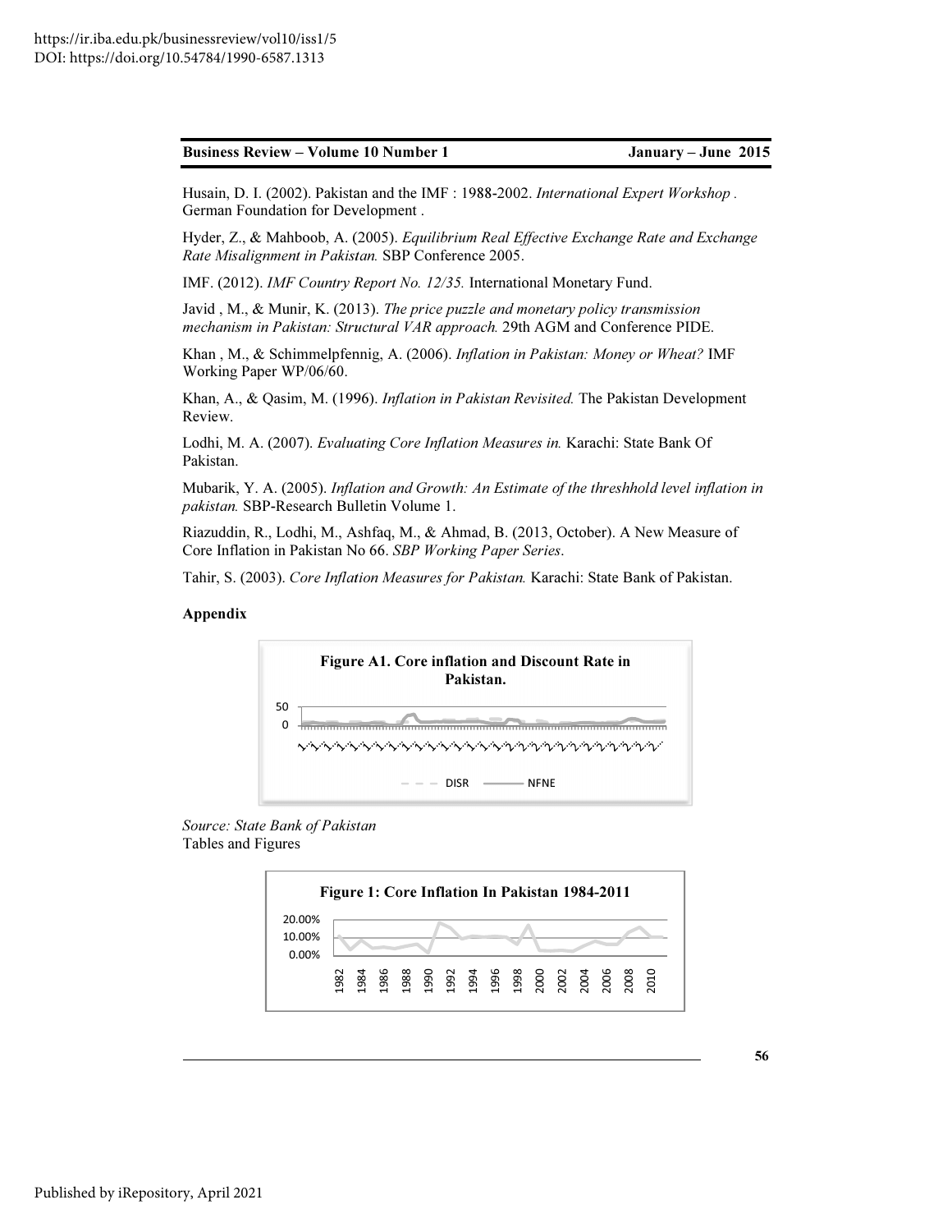Husain, D. I. (2002). Pakistan and the IMF : 1988-2002. *International Expert Workshop .* German Foundation for Development .

Hyder, Z., & Mahboob, A. (2005). *Equilibrium Real Effective Exchange Rate and Exchange Rate Misalignment in Pakistan.* SBP Conference 2005.

IMF. (2012). *IMF Country Report No. 12/35.* International Monetary Fund.

Javid , M., & Munir, K. (2013). *The price puzzle and monetary policy transmission mechanism in Pakistan: Structural VAR approach.* 29th AGM and Conference PIDE.

Khan , M., & Schimmelpfennig, A. (2006). *Inflation in Pakistan: Money or Wheat?* IMF Working Paper WP/06/60.

Khan, A., & Qasim, M. (1996). *Inflation in Pakistan Revisited.* The Pakistan Development Review.

Lodhi, M. A. (2007). *Evaluating Core Inflation Measures in.* Karachi: State Bank Of Pakistan.

Mubarik, Y. A. (2005). *Inflation and Growth: An Estimate of the threshhold level inflation in pakistan.* SBP-Research Bulletin Volume 1.

Riazuddin, R., Lodhi, M., Ashfaq, M., & Ahmad, B. (2013, October). A New Measure of Core Inflation in Pakistan No 66. *SBP Working Paper Series*.

Tahir, S. (2003). *Core Inflation Measures for Pakistan.* Karachi: State Bank of Pakistan.

**Appendix**

**Figure A1. Core inflation and Discount Rate in Pakistan.**

*Source: State Bank of Pakistan*

Tables and Figures

**Figure 1: Core Inflation In Pakistan 1984-2011**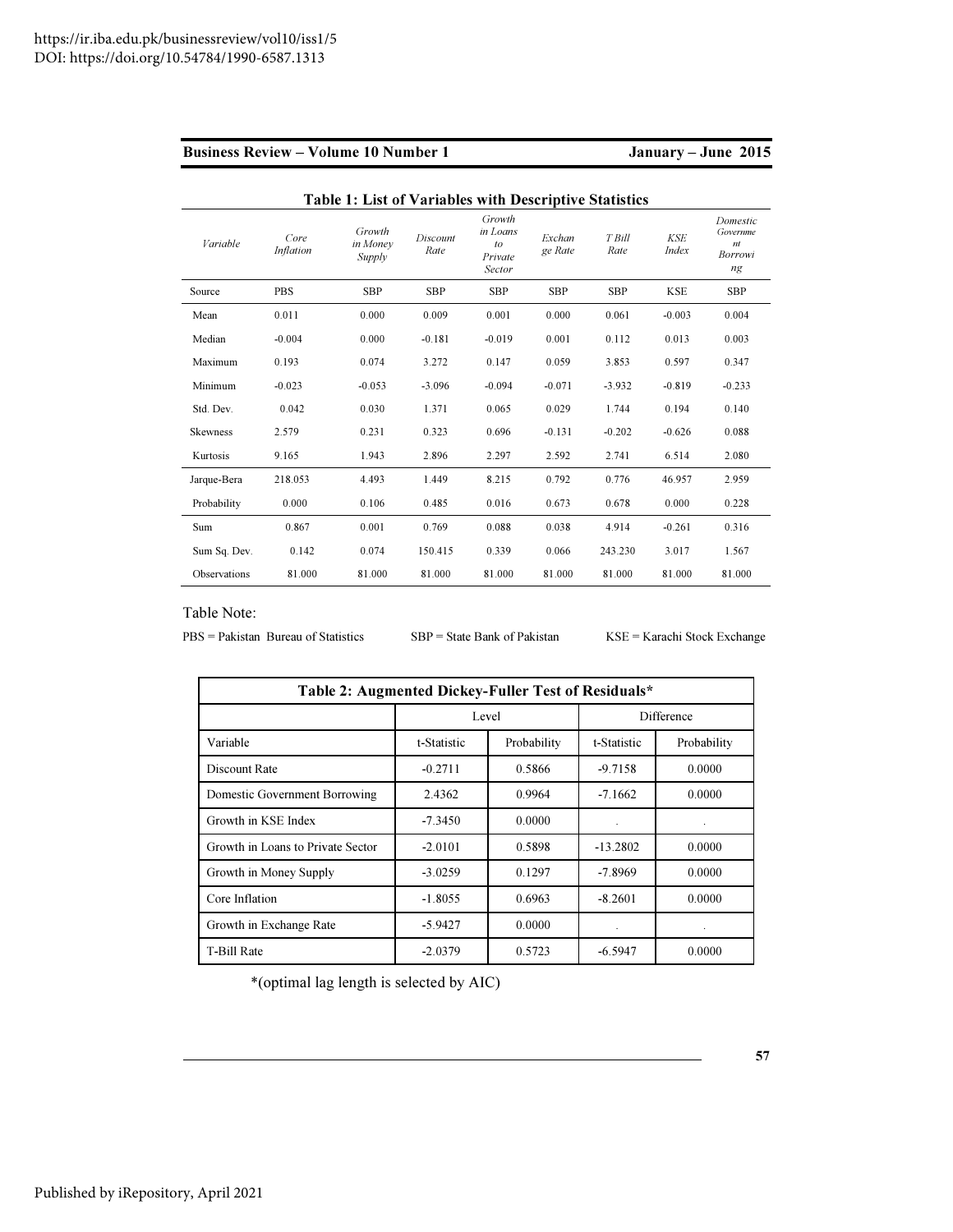**Table 1: List of Variables with Descriptive Statistics**

| *Variable* | *Core Inflation* | *Growth in Money Supply* | *Discount Rate* | *Growth in Loans to Private Sector* | *Exchange Rate* | *T Bill Rate* | *KSE Index* | *Domestic Government Borrowing* |
|---|---|---|---|---|---|---|---|---|
| Source | PBS | SBP | SBP | SBP | SBP | SBP | KSE | SBP |
| Mean | 0.011 | 0.000 | 0.009 | 0.001 | 0.000 | 0.061 | -0.003 | 0.004 |
| Median | -0.004 | 0.000 | -0.181 | -0.019 | 0.001 | 0.112 | 0.013 | 0.003 |
| Maximum | 0.193 | 0.074 | 3.272 | 0.147 | 0.059 | 3.853 | 0.597 | 0.347 |
| Minimum | -0.023 | -0.053 | -3.096 | -0.094 | -0.071 | -3.932 | -0.819 | -0.233 |
| Std. Dev. | 0.042 | 0.030 | 1.371 | 0.065 | 0.029 | 1.744 | 0.194 | 0.140 |
| Skewness | 2.579 | 0.231 | 0.323 | 0.696 | -0.131 | -0.202 | -0.626 | 0.088 |
| Kurtosis | 9.165 | 1.943 | 2.896 | 2.297 | 2.592 | 2.741 | 6.514 | 2.080 |
| Jarque-Bera | 218.053 | 4.493 | 1.449 | 8.215 | 0.792 | 0.776 | 46.957 | 2.959 |
| Probability | 0.000 | 0.106 | 0.485 | 0.016 | 0.673 | 0.678 | 0.000 | 0.228 |
| Sum | 0.867 | 0.001 | 0.769 | 0.088 | 0.038 | 4.914 | -0.261 | 0.316 |
| Sum Sq. Dev. | 0.142 | 0.074 | 150.415 | 0.339 | 0.066 | 243.230 | 3.017 | 1.567 |
| Observations | 81.000 | 81.000 | 81.000 | 81.000 | 81.000 | 81.000 | 81.000 | 81.000 |

Table Note:

PBS = Pakistan Bureau of Statistics    SBP = State Bank of Pakistan    KSE = Karachi Stock Exchange

**Table 2: Augmented Dickey-Fuller Test of Residuals***

| | Level | | Difference | |
|---|---|---|---|---|
| Variable | t-Statistic | Probability | t-Statistic | Probability |
| Discount Rate | -0.2711 | 0.5866 | -9.7158 | 0.0000 |
| Domestic Government Borrowing | 2.4362 | 0.9964 | -7.1662 | 0.0000 |
| Growth in KSE Index | -7.3450 | 0.0000 | . | . |
| Growth in Loans to Private Sector | -2.0101 | 0.5898 | -13.2802 | 0.0000 |
| Growth in Money Supply | -3.0259 | 0.1297 | -7.8969 | 0.0000 |
| Core Inflation | -1.8055 | 0.6963 | -8.2601 | 0.0000 |
| Growth in Exchange Rate | -5.9427 | 0.0000 | . | . |
| T-Bill Rate | -2.0379 | 0.5723 | -6.5947 | 0.0000 |

*(optimal lag length is selected by AIC)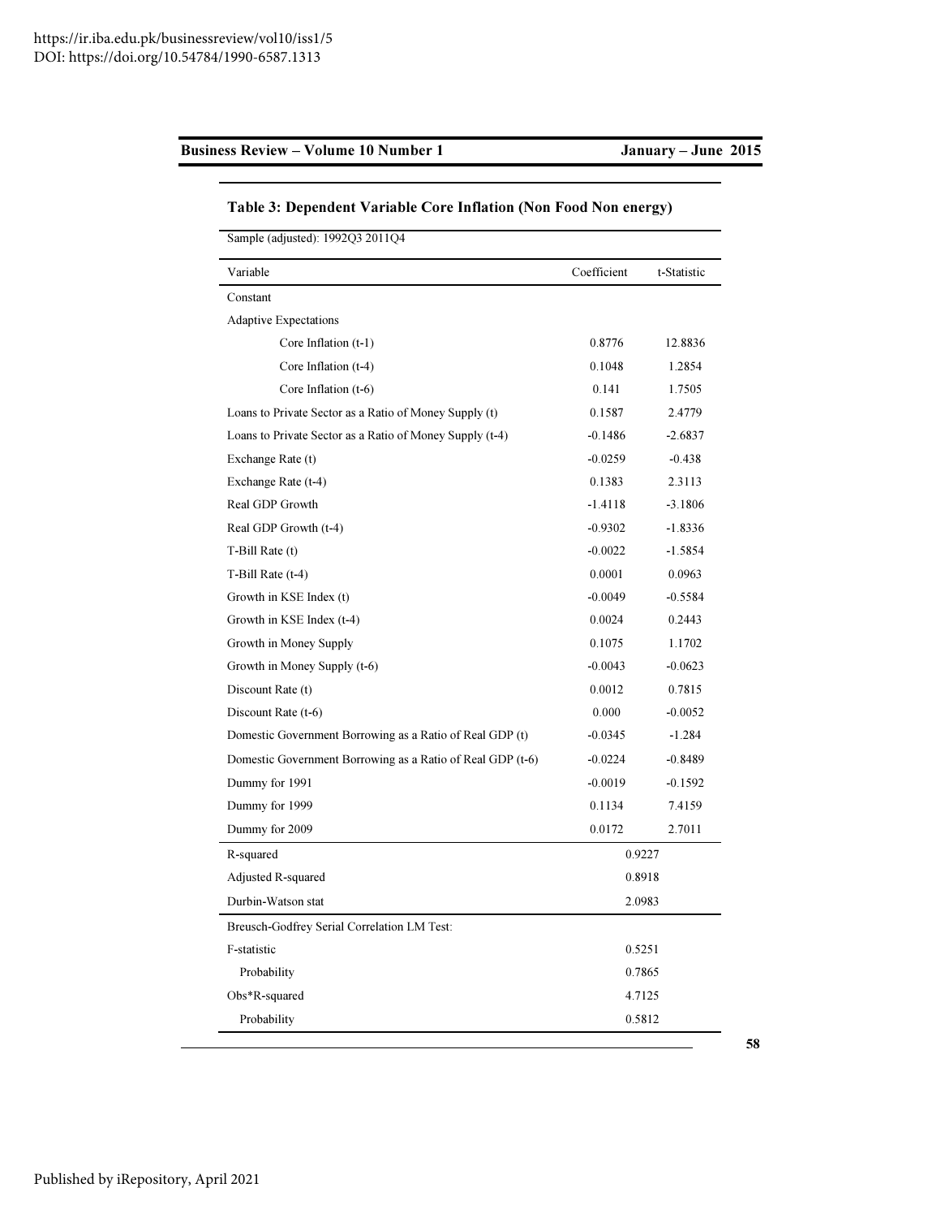**Table 3: Dependent Variable Core Inflation (Non Food Non energy)**

Sample (adjusted): 1992Q3 2011Q4

| Variable | Coefficient | t-Statistic |
|---|---|---|
| Constant | | |
| Adaptive Expectations | | |
| Core Inflation (t-1) | 0.8776 | 12.8836 |
| Core Inflation (t-4) | 0.1048 | 1.2854 |
| Core Inflation (t-6) | 0.141 | 1.7505 |
| Loans to Private Sector as a Ratio of Money Supply (t) | 0.1587 | 2.4779 |
| Loans to Private Sector as a Ratio of Money Supply (t-4) | -0.1486 | -2.6837 |
| Exchange Rate (t) | -0.0259 | -0.438 |
| Exchange Rate (t-4) | 0.1383 | 2.3113 |
| Real GDP Growth | -1.4118 | -3.1806 |
| Real GDP Growth (t-4) | -0.9302 | -1.8336 |
| T-Bill Rate (t) | -0.0022 | -1.5854 |
| T-Bill Rate (t-4) | 0.0001 | 0.0963 |
| Growth in KSE Index (t) | -0.0049 | -0.5584 |
| Growth in KSE Index (t-4) | 0.0024 | 0.2443 |
| Growth in Money Supply | 0.1075 | 1.1702 |
| Growth in Money Supply (t-6) | -0.0043 | -0.0623 |
| Discount Rate (t) | 0.0012 | 0.7815 |
| Discount Rate (t-6) | 0.000 | -0.0052 |
| Domestic Government Borrowing as a Ratio of Real GDP (t) | -0.0345 | -1.284 |
| Domestic Government Borrowing as a Ratio of Real GDP (t-6) | -0.0224 | -0.8489 |
| Dummy for 1991 | -0.0019 | -0.1592 |
| Dummy for 1999 | 0.1134 | 7.4159 |
| Dummy for 2009 | 0.0172 | 2.7011 |
| R-squared | 0.9227 | |
| Adjusted R-squared | 0.8918 | |
| Durbin-Watson stat | 2.0983 | |
| Breusch-Godfrey Serial Correlation LM Test: | | |
| F-statistic | 0.5251 | |
| Probability | 0.7865 | |
| Obs*R-squared | 4.7125 | |
| Probability | 0.5812 | |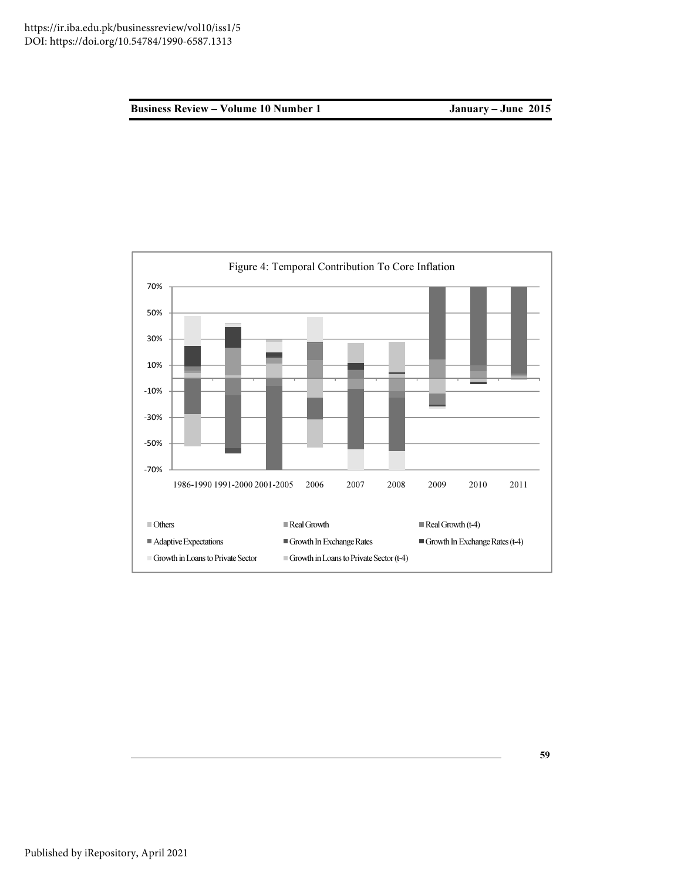Figure 4: Temporal Contribution To Core Inflation

70%
50%
30%
10%
-10%
-30%
-50%
-70%

1986-1990 1991-2000 2001-2005 2006 2007 2008 2009 2010 2011

Others | Real Growth | Real Growth (t-4)
Adaptive Expectations | Growth In Exchange Rates | Growth In Exchange Rates (t-4)
Growth in Loans to Private Sector | Growth in Loans to Private Sector (t-4)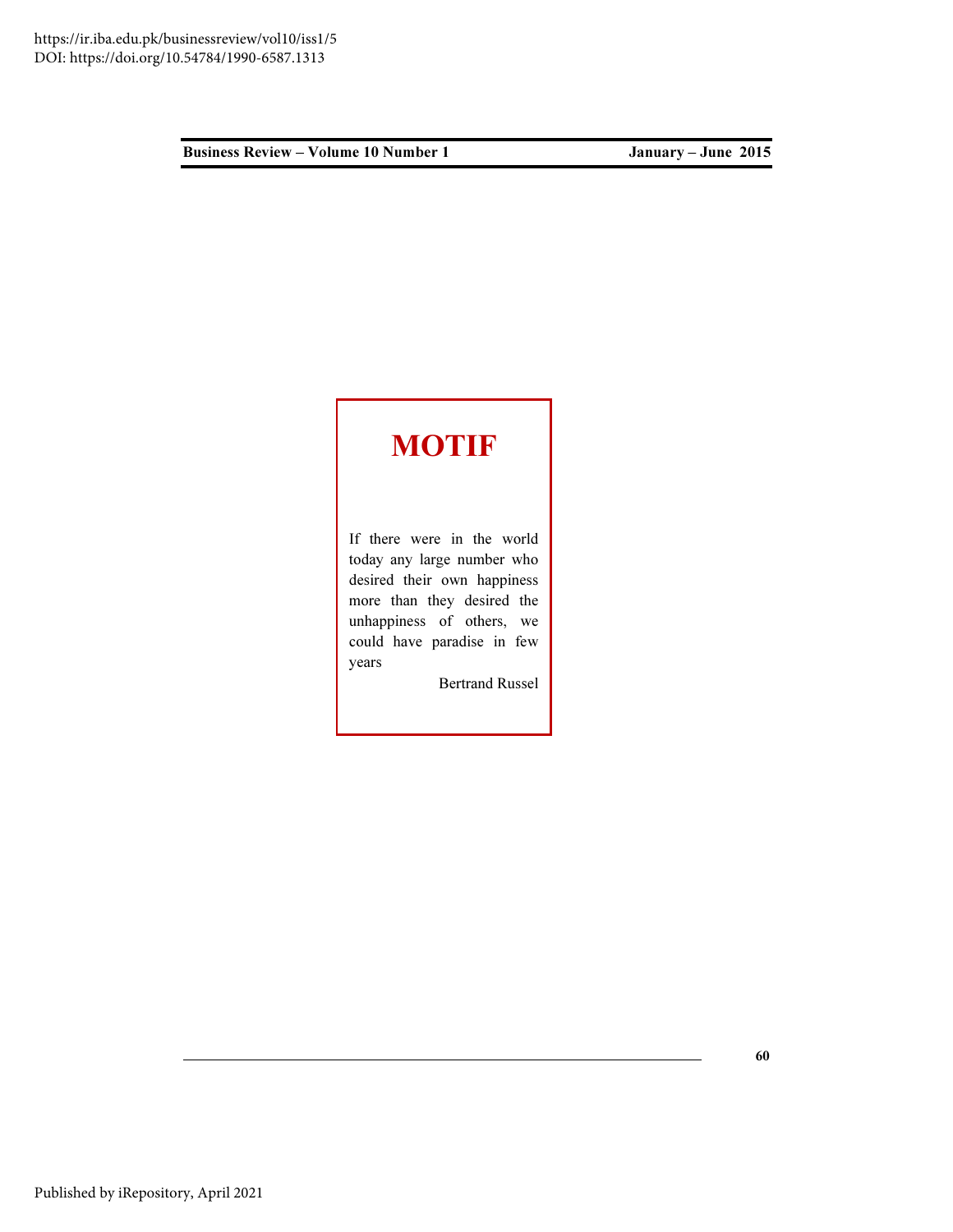# MOTIF

If there were in the world today any large number who desired their own happiness more than they desired the unhappiness of others, we could have paradise in few years

Bertrand Russel